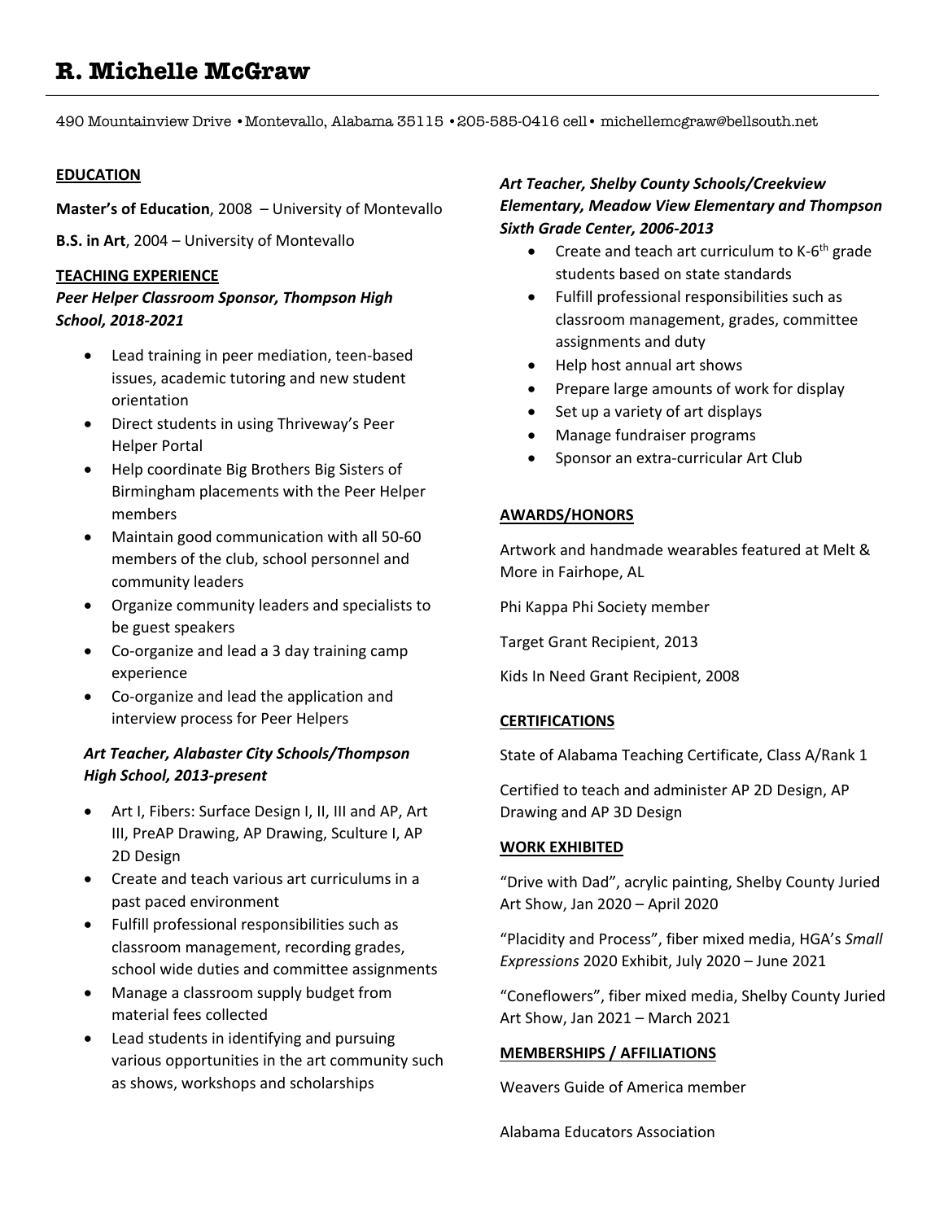# R. Michelle McGraw

490 Mountainview Drive • Montevallo, Alabama 35115 • 205-585-0416 cell • michellemcgraw@bellsouth.net

## EDUCATION

**Master's of Education**, 2008 – University of Montevallo

**B.S. in Art**, 2004 – University of Montevallo

## TEACHING EXPERIENCE

***Peer Helper Classroom Sponsor, Thompson High School, 2018-2021***

- Lead training in peer mediation, teen-based issues, academic tutoring and new student orientation
- Direct students in using Thriveway's Peer Helper Portal
- Help coordinate Big Brothers Big Sisters of Birmingham placements with the Peer Helper members
- Maintain good communication with all 50-60 members of the club, school personnel and community leaders
- Organize community leaders and specialists to be guest speakers
- Co-organize and lead a 3 day training camp experience
- Co-organize and lead the application and interview process for Peer Helpers

***Art Teacher, Alabaster City Schools/Thompson High School, 2013-present***

- Art I, Fibers: Surface Design I, II, III and AP, Art III, PreAP Drawing, AP Drawing, Sculture I, AP 2D Design
- Create and teach various art curriculums in a past paced environment
- Fulfill professional responsibilities such as classroom management, recording grades, school wide duties and committee assignments
- Manage a classroom supply budget from material fees collected
- Lead students in identifying and pursuing various opportunities in the art community such as shows, workshops and scholarships

***Art Teacher, Shelby County Schools/Creekview Elementary, Meadow View Elementary and Thompson Sixth Grade Center, 2006-2013***

- Create and teach art curriculum to K-6th grade students based on state standards
- Fulfill professional responsibilities such as classroom management, grades, committee assignments and duty
- Help host annual art shows
- Prepare large amounts of work for display
- Set up a variety of art displays
- Manage fundraiser programs
- Sponsor an extra-curricular Art Club

## AWARDS/HONORS

Artwork and handmade wearables featured at Melt & More in Fairhope, AL

Phi Kappa Phi Society member

Target Grant Recipient, 2013

Kids In Need Grant Recipient, 2008

## CERTIFICATIONS

State of Alabama Teaching Certificate, Class A/Rank 1

Certified to teach and administer AP 2D Design, AP Drawing and AP 3D Design

## WORK EXHIBITED

"Drive with Dad", acrylic painting, Shelby County Juried Art Show, Jan 2020 – April 2020

"Placidity and Process", fiber mixed media, HGA's *Small Expressions* 2020 Exhibit, July 2020 – June 2021

"Coneflowers", fiber mixed media, Shelby County Juried Art Show, Jan 2021 – March 2021

## MEMBERSHIPS / AFFILIATIONS

Weavers Guide of America member

Alabama Educators Association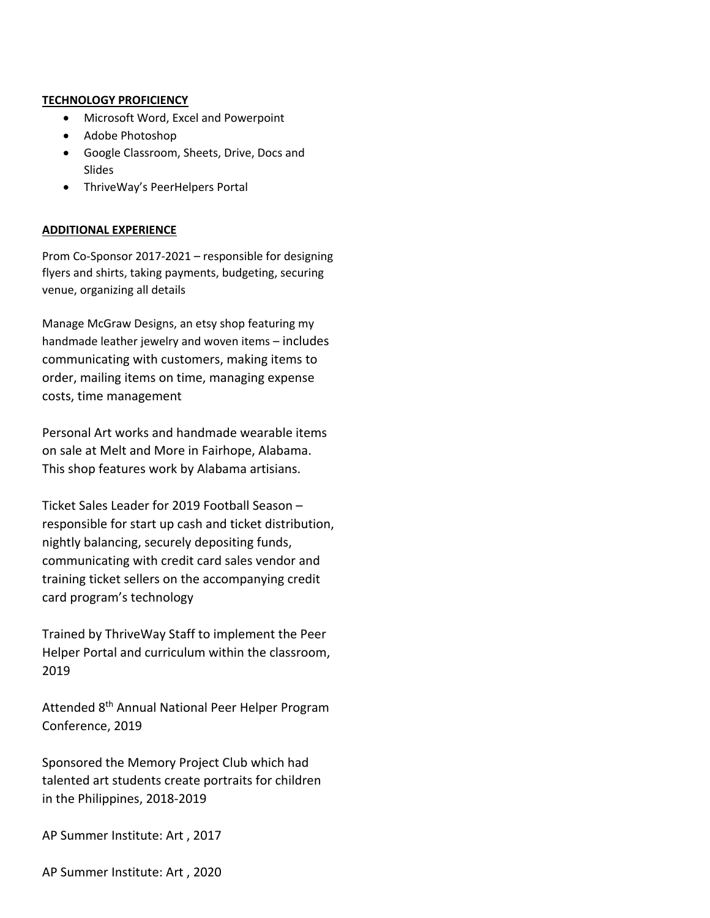**TECHNOLOGY PROFICIENCY**

- Microsoft Word, Excel and Powerpoint
- Adobe Photoshop
- Google Classroom, Sheets, Drive, Docs and Slides
- ThriveWay's PeerHelpers Portal

**ADDITIONAL EXPERIENCE**

Prom Co-Sponsor 2017-2021 – responsible for designing flyers and shirts, taking payments, budgeting, securing venue, organizing all details

Manage McGraw Designs, an etsy shop featuring my handmade leather jewelry and woven items – includes communicating with customers, making items to order, mailing items on time, managing expense costs, time management

Personal Art works and handmade wearable items on sale at Melt and More in Fairhope, Alabama. This shop features work by Alabama artisians.

Ticket Sales Leader for 2019 Football Season – responsible for start up cash and ticket distribution, nightly balancing, securely depositing funds, communicating with credit card sales vendor and training ticket sellers on the accompanying credit card program's technology

Trained by ThriveWay Staff to implement the Peer Helper Portal and curriculum within the classroom, 2019

Attended 8th Annual National Peer Helper Program Conference, 2019

Sponsored the Memory Project Club which had talented art students create portraits for children in the Philippines, 2018-2019

AP Summer Institute: Art , 2017

AP Summer Institute: Art , 2020